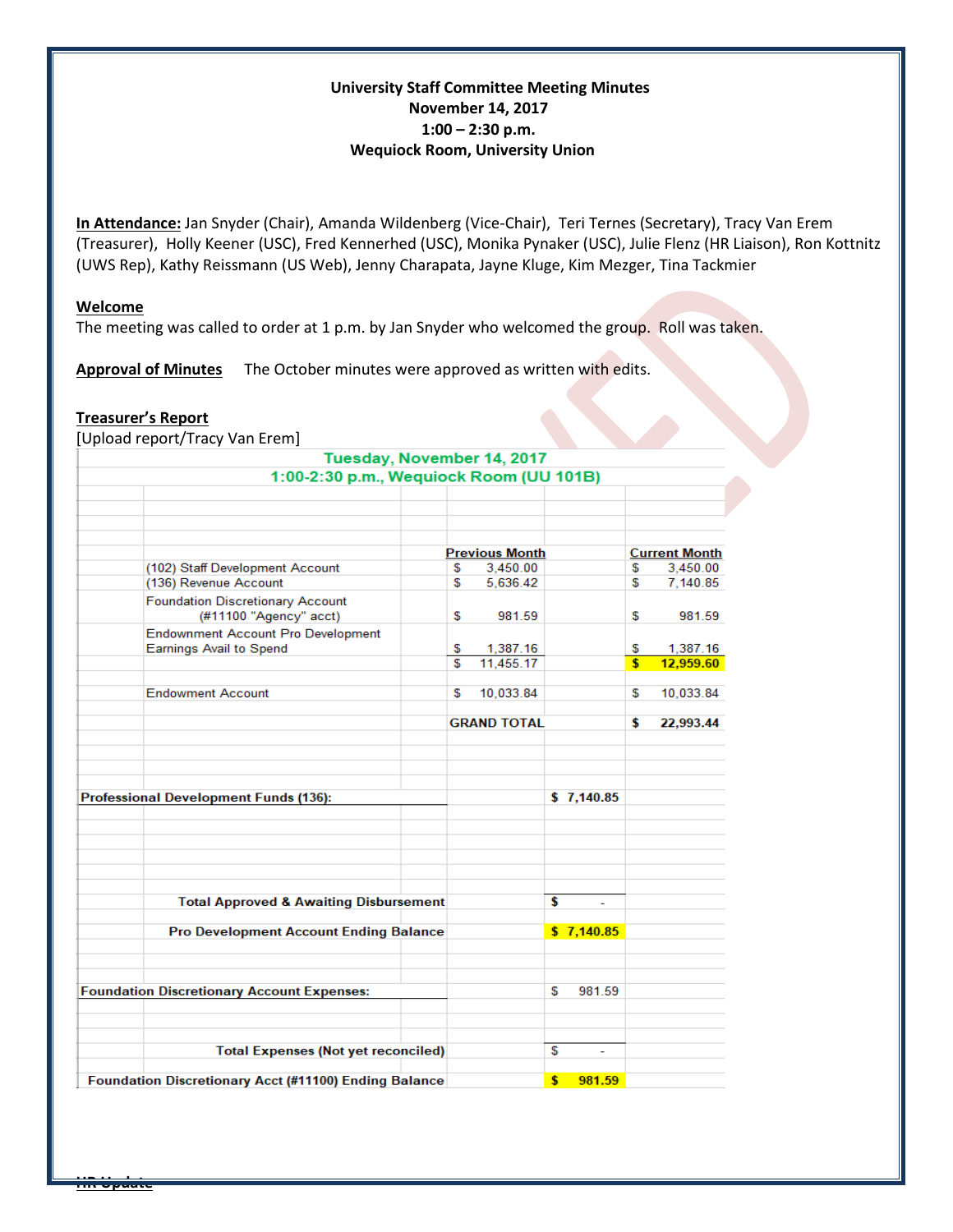**University Staff Committee Meeting Minutes**
**November 14, 2017**
**1:00 – 2:30 p.m.**
**Wequiock Room, University Union**

**In Attendance:** Jan Snyder (Chair), Amanda Wildenberg (Vice-Chair), Teri Ternes (Secretary), Tracy Van Erem (Treasurer), Holly Keener (USC), Fred Kennerhed (USC), Monika Pynaker (USC), Julie Flenz (HR Liaison), Ron Kottnitz (UWS Rep), Kathy Reissmann (US Web), Jenny Charapata, Jayne Kluge, Kim Mezger, Tina Tackmier

**Welcome**
The meeting was called to order at 1 p.m. by Jan Snyder who welcomed the group. Roll was taken.

**Approval of Minutes** The October minutes were approved as written with edits.

**Treasurer's Report**
[Upload report/Tracy Van Erem]

**Tuesday, November 14, 2017**
**1:00-2:30 p.m., Wequiock Room (UU 101B)**

| | Previous Month | Current Month |
|---|---|---|
| (102) Staff Development Account | $ 3,450.00 | $ 3,450.00 |
| (136) Revenue Account | $ 5,636.42 | $ 7,140.85 |
| Foundation Discretionary Account (#11100 "Agency" acct) | $ 981.59 | $ 981.59 |
| Endownment Account Pro Development Earnings Avail to Spend | $ 1,387.16 | $ 1,387.16 |
| | $ 11,455.17 | **$ 12,959.60** |
| Endowment Account | $ 10,033.84 | $ 10,033.84 |
| | **GRAND TOTAL** | **$ 22,993.44** |

| | |
|---|---|
| **Professional Development Funds (136):** | **$ 7,140.85** |
| **Total Approved & Awaiting Disbursement** | **$ -** |
| **Pro Development Account Ending Balance** | **$ 7,140.85** |
| **Foundation Discretionary Account Expenses:** | $ 981.59 |
| **Total Expenses (Not yet reconciled)** | $ - |
| **Foundation Discretionary Acct (#11100) Ending Balance** | **$ 981.59** |

**HR Update**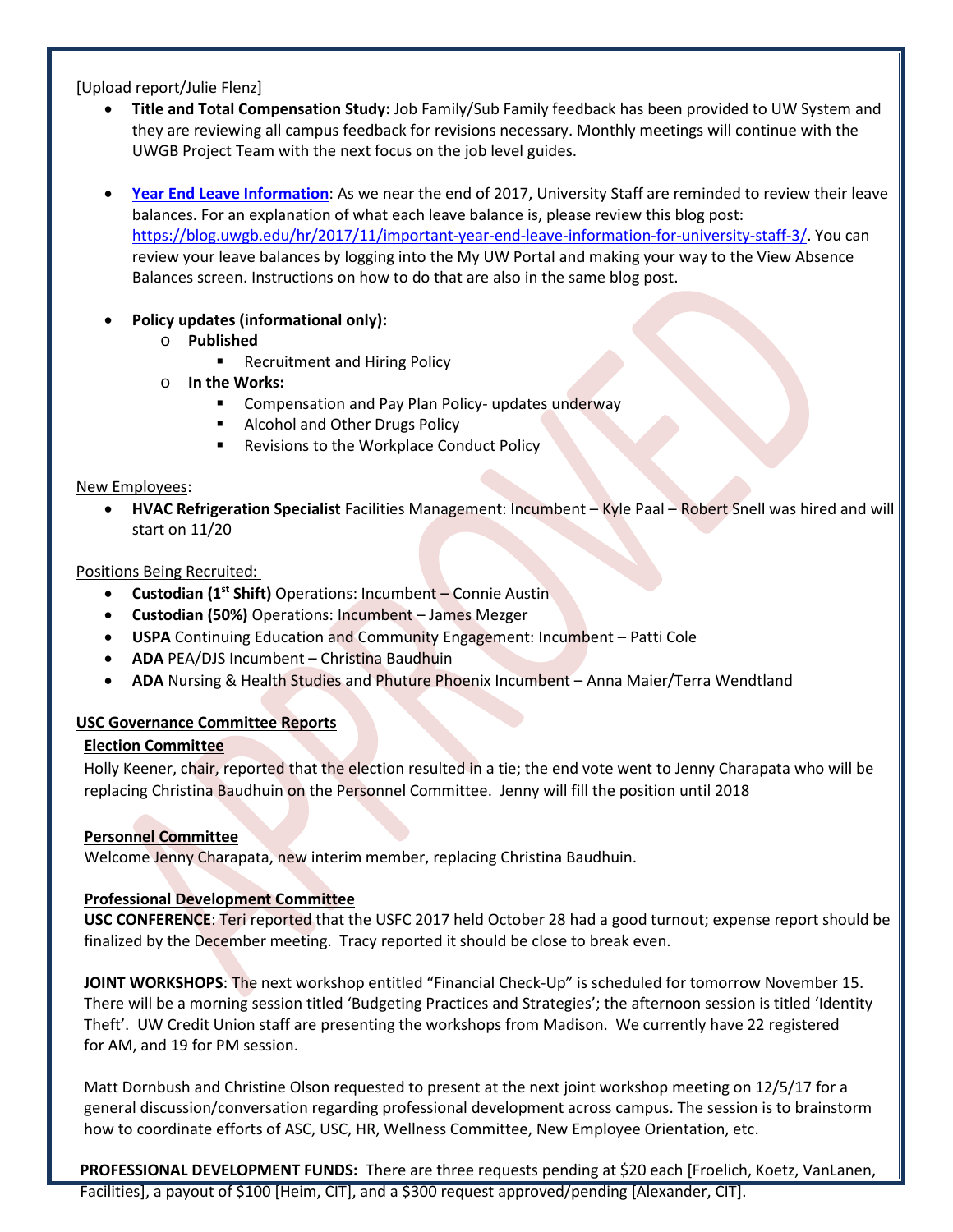[Upload report/Julie Flenz]

- **Title and Total Compensation Study:** Job Family/Sub Family feedback has been provided to UW System and they are reviewing all campus feedback for revisions necessary. Monthly meetings will continue with the UWGB Project Team with the next focus on the job level guides.

- **Year End Leave Information**: As we near the end of 2017, University Staff are reminded to review their leave balances. For an explanation of what each leave balance is, please review this blog post: https://blog.uwgb.edu/hr/2017/11/important-year-end-leave-information-for-university-staff-3/. You can review your leave balances by logging into the My UW Portal and making your way to the View Absence Balances screen. Instructions on how to do that are also in the same blog post.

- **Policy updates (informational only):**
  - **Published**
    - Recruitment and Hiring Policy
  - **In the Works:**
    - Compensation and Pay Plan Policy- updates underway
    - Alcohol and Other Drugs Policy
    - Revisions to the Workplace Conduct Policy

New Employees:

- **HVAC Refrigeration Specialist** Facilities Management: Incumbent – Kyle Paal – Robert Snell was hired and will start on 11/20

Positions Being Recruited:

- **Custodian (1st Shift)** Operations: Incumbent – Connie Austin
- **Custodian (50%)** Operations: Incumbent – James Mezger
- **USPA** Continuing Education and Community Engagement: Incumbent – Patti Cole
- **ADA** PEA/DJS Incumbent – Christina Baudhuin
- **ADA** Nursing & Health Studies and Phuture Phoenix Incumbent – Anna Maier/Terra Wendtland

**USC Governance Committee Reports**

**Election Committee**

Holly Keener, chair, reported that the election resulted in a tie; the end vote went to Jenny Charapata who will be replacing Christina Baudhuin on the Personnel Committee. Jenny will fill the position until 2018

**Personnel Committee**

Welcome Jenny Charapata, new interim member, replacing Christina Baudhuin.

**Professional Development Committee**

**USC CONFERENCE**: Teri reported that the USFC 2017 held October 28 had a good turnout; expense report should be finalized by the December meeting. Tracy reported it should be close to break even.

**JOINT WORKSHOPS**: The next workshop entitled "Financial Check-Up" is scheduled for tomorrow November 15. There will be a morning session titled 'Budgeting Practices and Strategies'; the afternoon session is titled 'Identity Theft'. UW Credit Union staff are presenting the workshops from Madison. We currently have 22 registered for AM, and 19 for PM session.

Matt Dornbush and Christine Olson requested to present at the next joint workshop meeting on 12/5/17 for a general discussion/conversation regarding professional development across campus. The session is to brainstorm how to coordinate efforts of ASC, USC, HR, Wellness Committee, New Employee Orientation, etc.

**PROFESSIONAL DEVELOPMENT FUNDS:** There are three requests pending at $20 each [Froelich, Koetz, VanLanen, Facilities], a payout of $100 [Heim, CIT], and a $300 request approved/pending [Alexander, CIT].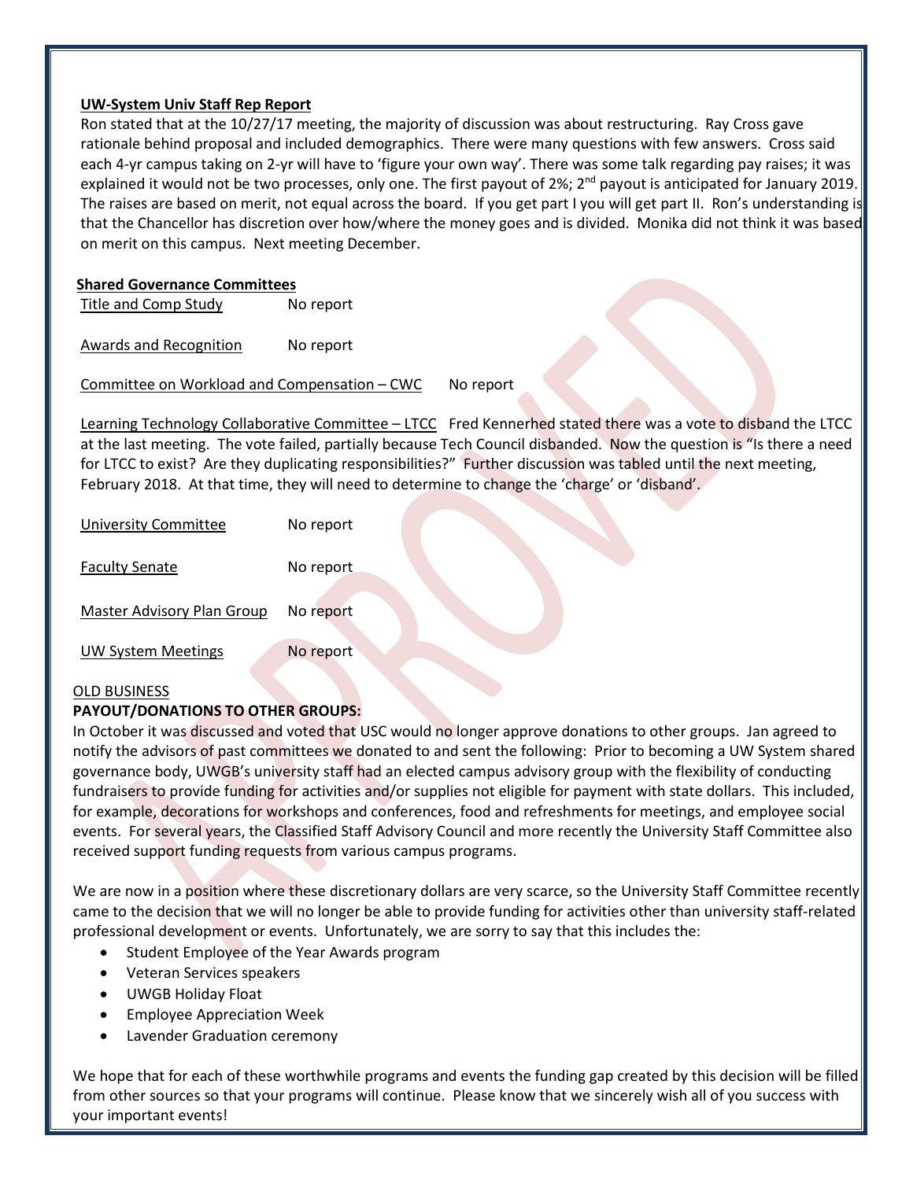**UW-System Univ Staff Rep Report**

Ron stated that at the 10/27/17 meeting, the majority of discussion was about restructuring. Ray Cross gave rationale behind proposal and included demographics. There were many questions with few answers. Cross said each 4-yr campus taking on 2-yr will have to 'figure your own way'. There was some talk regarding pay raises; it was explained it would not be two processes, only one. The first payout of 2%; 2nd payout is anticipated for January 2019. The raises are based on merit, not equal across the board. If you get part I you will get part II. Ron's understanding is that the Chancellor has discretion over how/where the money goes and is divided. Monika did not think it was based on merit on this campus. Next meeting December.

**Shared Governance Committees**

Title and Comp Study — No report

Awards and Recognition — No report

Committee on Workload and Compensation – CWC — No report

Learning Technology Collaborative Committee – LTCC — Fred Kennerhed stated there was a vote to disband the LTCC at the last meeting. The vote failed, partially because Tech Council disbanded. Now the question is "Is there a need for LTCC to exist? Are they duplicating responsibilities?" Further discussion was tabled until the next meeting, February 2018. At that time, they will need to determine to change the 'charge' or 'disband'.

University Committee — No report

Faculty Senate — No report

Master Advisory Plan Group — No report

UW System Meetings — No report

OLD BUSINESS

**PAYOUT/DONATIONS TO OTHER GROUPS:**

In October it was discussed and voted that USC would no longer approve donations to other groups. Jan agreed to notify the advisors of past committees we donated to and sent the following: Prior to becoming a UW System shared governance body, UWGB's university staff had an elected campus advisory group with the flexibility of conducting fundraisers to provide funding for activities and/or supplies not eligible for payment with state dollars. This included, for example, decorations for workshops and conferences, food and refreshments for meetings, and employee social events. For several years, the Classified Staff Advisory Council and more recently the University Staff Committee also received support funding requests from various campus programs.

We are now in a position where these discretionary dollars are very scarce, so the University Staff Committee recently came to the decision that we will no longer be able to provide funding for activities other than university staff-related professional development or events. Unfortunately, we are sorry to say that this includes the:

- Student Employee of the Year Awards program
- Veteran Services speakers
- UWGB Holiday Float
- Employee Appreciation Week
- Lavender Graduation ceremony

We hope that for each of these worthwhile programs and events the funding gap created by this decision will be filled from other sources so that your programs will continue. Please know that we sincerely wish all of you success with your important events!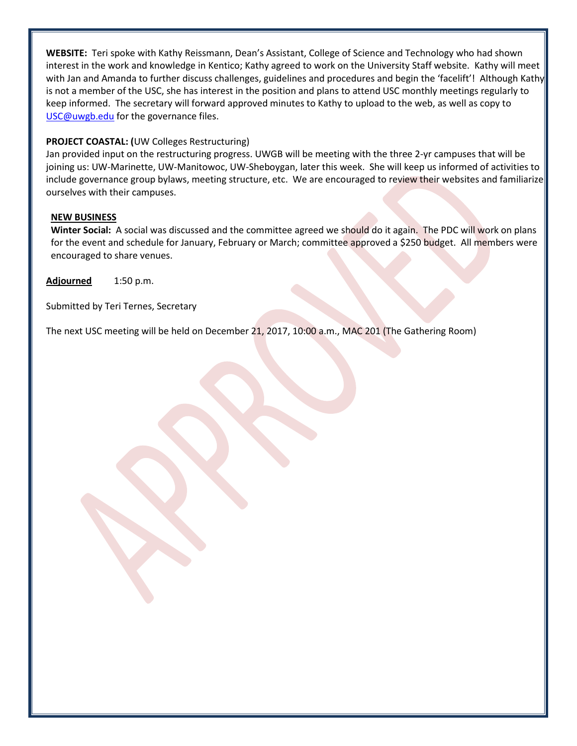**WEBSITE:** Teri spoke with Kathy Reissmann, Dean's Assistant, College of Science and Technology who had shown interest in the work and knowledge in Kentico; Kathy agreed to work on the University Staff website. Kathy will meet with Jan and Amanda to further discuss challenges, guidelines and procedures and begin the 'facelift'! Although Kathy is not a member of the USC, she has interest in the position and plans to attend USC monthly meetings regularly to keep informed. The secretary will forward approved minutes to Kathy to upload to the web, as well as copy to USC@uwgb.edu for the governance files.

**PROJECT COASTAL: (**UW Colleges Restructuring)
Jan provided input on the restructuring progress. UWGB will be meeting with the three 2-yr campuses that will be joining us: UW-Marinette, UW-Manitowoc, UW-Sheboygan, later this week. She will keep us informed of activities to include governance group bylaws, meeting structure, etc. We are encouraged to review their websites and familiarize ourselves with their campuses.

**NEW BUSINESS**

**Winter Social:** A social was discussed and the committee agreed we should do it again. The PDC will work on plans for the event and schedule for January, February or March; committee approved a $250 budget. All members were encouraged to share venues.

**Adjourned** 1:50 p.m.

Submitted by Teri Ternes, Secretary

The next USC meeting will be held on December 21, 2017, 10:00 a.m., MAC 201 (The Gathering Room)